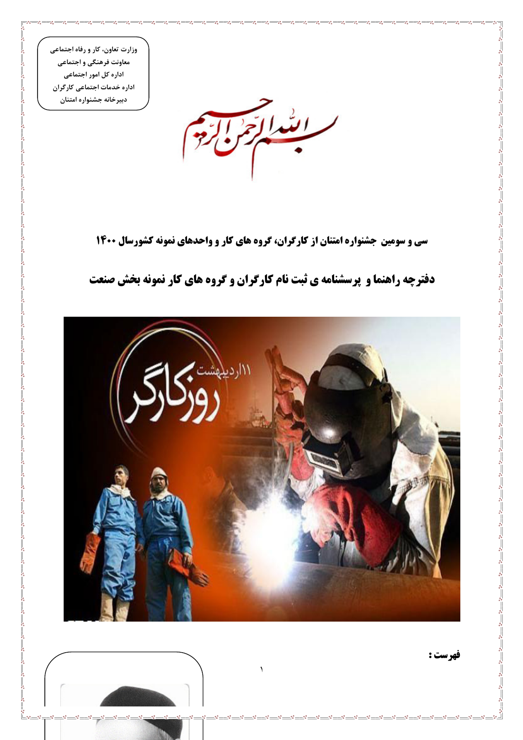وزارت تعاون، کار و رفاه اجتماعی
معاونت فرهنگی و اجتماعی
اداره کل امور اجتماعی
اداره خدمات اجتماعی کارگران
دبیرخانه جشنواره امتنان

بسم الله الرحمن الرحیم

## سی و سومین جشنواره امتنان از کارگران، گروه های کار و واحدهای نمونه کشورسال ۱۴۰۰

# دفترچه راهنما و پرسشنامه ی ثبت نام کارگران و گروه های کار نمونه بخش صنعت

**فهرست :**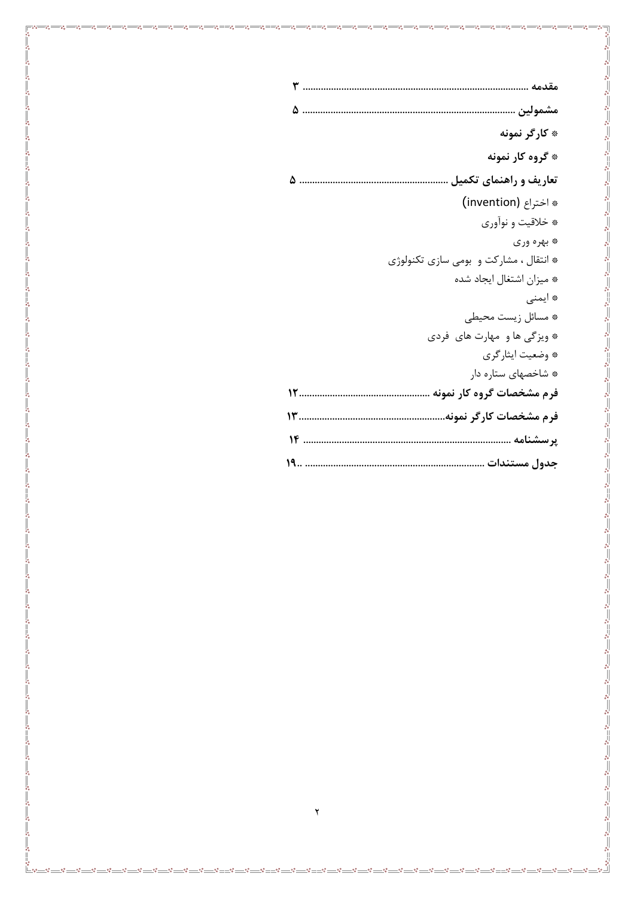**مقدمه** ........................................................................................ ۳

**مشمولین** ................................................................................... ۵

* **کارگر نمونه**

* **گروه کار نمونه**

**تعاریف و راهنمای تکمیل** ......................................................... ۵

* اختراع (invention)
* خلاقیت و نوآوری
* بهره وری
* انتقال ، مشارکت و بومی سازی تکنولوژی
* میزان اشتغال ایجاد شده
* ایمنی
* مسائل زیست محیطی
* ویژگی ها و مهارت های فردی
* وضعیت ایثارگری
* شاخصهای ستاره دار

**فرم مشخصات گروه کار نمونه** ..................................................۱۲

**فرم مشخصات کارگر نمونه**........................................................۱۳

**پرسشنامه** ................................................................................ ۱۴

**جدول مستندات** ......................................................................۱۹..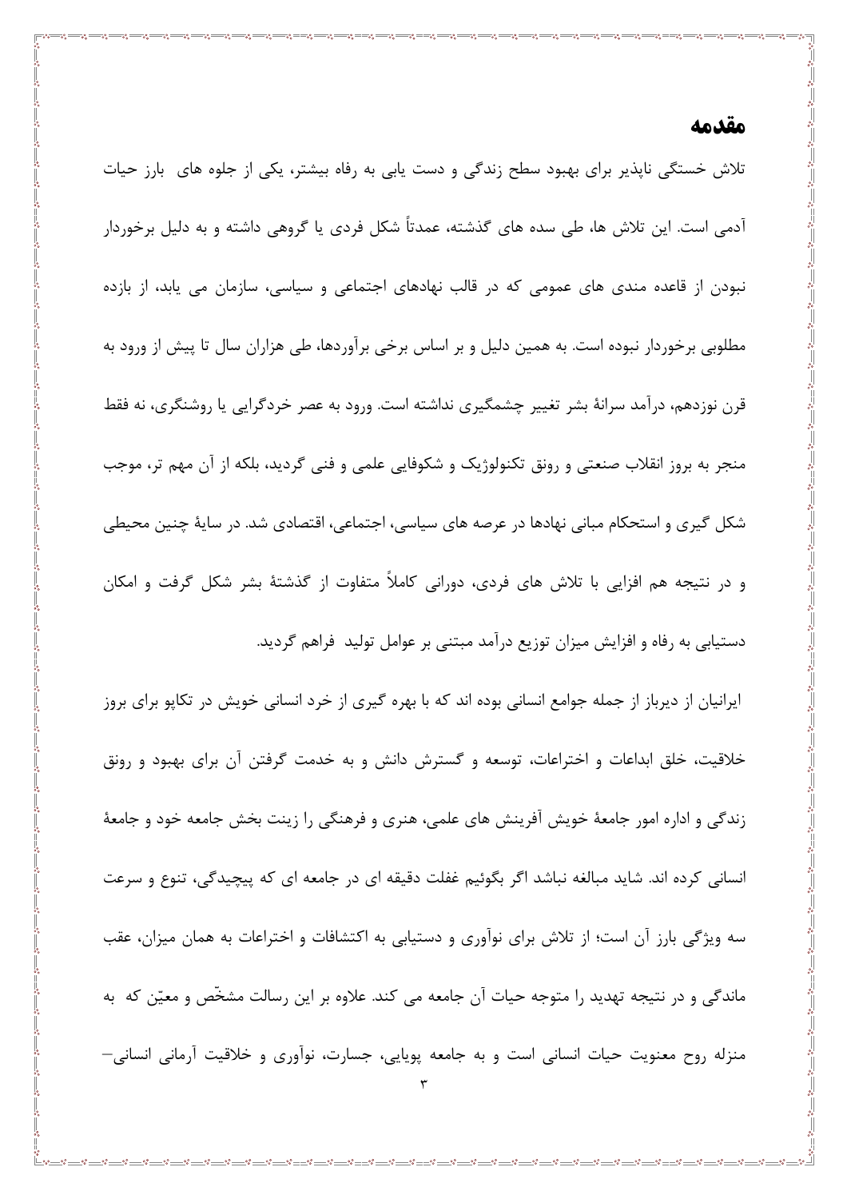# مقدمه

تلاش خستگی ناپذیر برای بهبود سطح زندگی و دست یابی به رفاه بیشتر، یکی از جلوه های  بارز حیات آدمی است. این تلاش ها، طی سده های گذشته، عمدتاً شکل فردی یا گروهی داشته و به دلیل برخوردار نبودن از قاعده مندی های عمومی که در قالب نهادهای اجتماعی و سیاسی، سازمان می یابد، از بازده مطلوبی برخوردار نبوده است. به همین دلیل و بر اساس برخی برآوردها، طی هزاران سال تا پیش از ورود به قرن نوزدهم، درآمد سرانۀ بشر تغییر چشمگیری نداشته است. ورود به عصر خردگرایی یا روشنگری، نه فقط منجر به بروز انقلاب صنعتی و رونق تکنولوژیک و شکوفایی علمی و فنی گردید، بلکه از آن مهم تر، موجب شکل گیری و استحکام مبانی نهادها در عرصه های سیاسی، اجتماعی، اقتصادی شد. در سایۀ چنین محیطی و در نتیجه هم افزایی با تلاش های فردی، دورانی کاملاً متفاوت از گذشتۀ بشر شکل گرفت و امکان دستیابی به رفاه و افزایش میزان توزیع درآمد مبتنی بر عوامل تولید  فراهم گردید.

 ایرانیان از دیرباز از جمله جوامع انسانی بوده اند که با بهره گیری از خرد انسانی خویش در تکاپو برای بروز خلاقیت، خلق ابداعات و اختراعات، توسعه و گسترش دانش و به خدمت گرفتن آن برای بهبود و رونق زندگی و اداره امور جامعۀ خویش آفرینش های علمی، هنری و فرهنگی را زینت بخش جامعه خود و جامعۀ انسانی کرده اند. شاید مبالغه نباشد اگر بگوئیم غفلت دقیقه ای در جامعه ای که پیچیدگی، تنوع و سرعت سه ویژگی بارز آن است؛ از تلاش برای نوآوری و دستیابی به اکتشافات و اختراعات به همان میزان، عقب ماندگی و در نتیجه تهدید را متوجه حیات آن جامعه می کند. علاوه بر این رسالت مشخّص و معیّن که  به منزله روح معنویت حیات انسانی است و به جامعه پویایی، جسارت، نوآوری و خلاقیت آرمانی انسانی–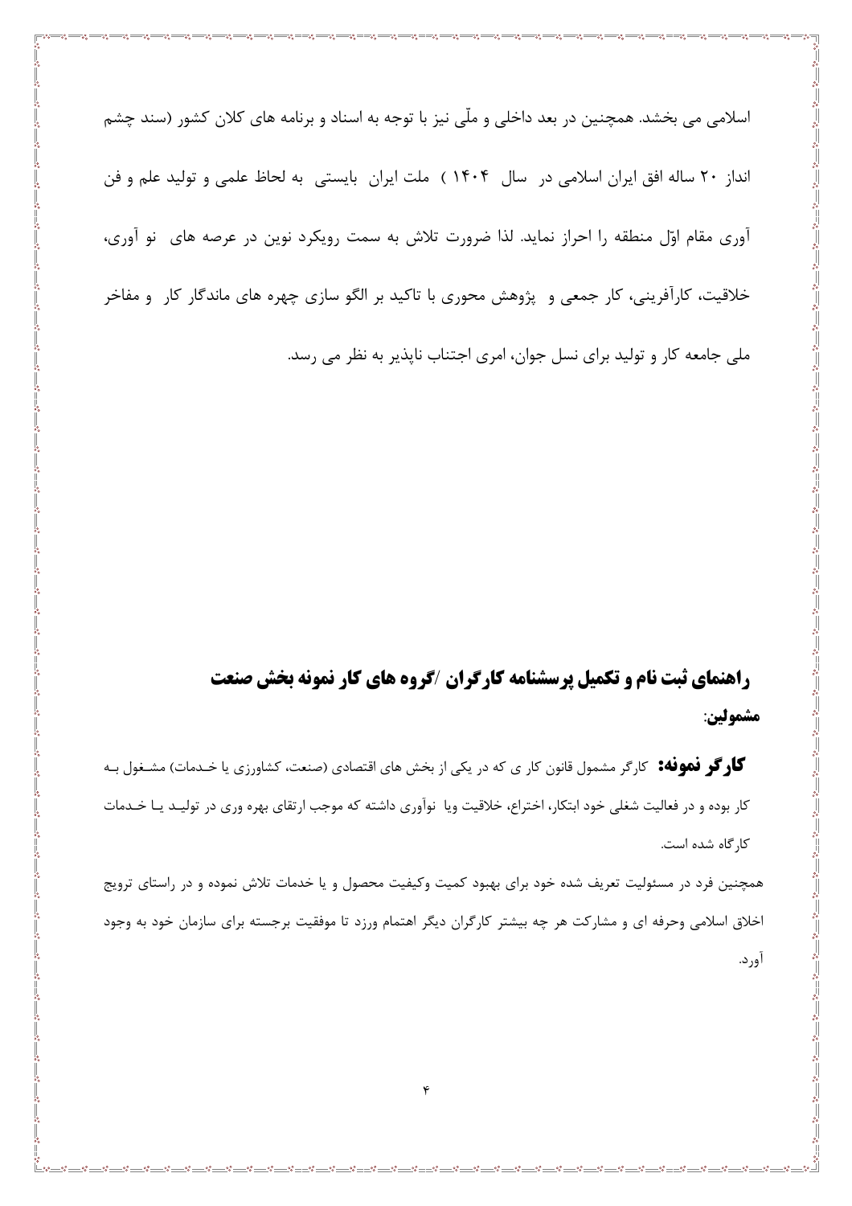اسلامی می بخشد. همچنین در بعد داخلی و ملّی نیز با توجه به اسناد و برنامه های کلان کشور (سند چشم انداز ۲۰ ساله افق ایران اسلامی در سال ۱۴۰۴ ) ملت ایران بایستی به لحاظ علمی و تولید علم و فن آوری مقام اوّل منطقه را احراز نماید. لذا ضرورت تلاش به سمت رویکرد نوین در عرصه های نو آوری، خلاقیت، کارآفرینی، کار جمعی و پژوهش محوری با تاکید بر الگو سازی چهره های ماندگار کار و مفاخر ملی جامعه کار و تولید برای نسل جوان، امری اجتناب ناپذیر به نظر می رسد.

## راهنمای ثبت نام و تکمیل پرسشنامه کارگران /گروه های کار نمونه بخش صنعت

**مشمولین**:

**کارگر نمونه:** کارگر مشمول قانون کار ی که در یکی از بخش های اقتصادی (صنعت، کشاورزی یا خدمات) مشغول به کار بوده و در فعالیت شغلی خود ابتکار، اختراع، خلاقیت ویا نوآوری داشته که موجب ارتقای بهره وری در تولید یا خدمات کارگاه شده است.

همچنین فرد در مسئولیت تعریف شده خود برای بهبود کمیت وکیفیت محصول و یا خدمات تلاش نموده و در راستای ترویج اخلاق اسلامی وحرفه ای و مشارکت هر چه بیشتر کارگران دیگر اهتمام ورزد تا موفقیت برجسته برای سازمان خود به وجود آورد.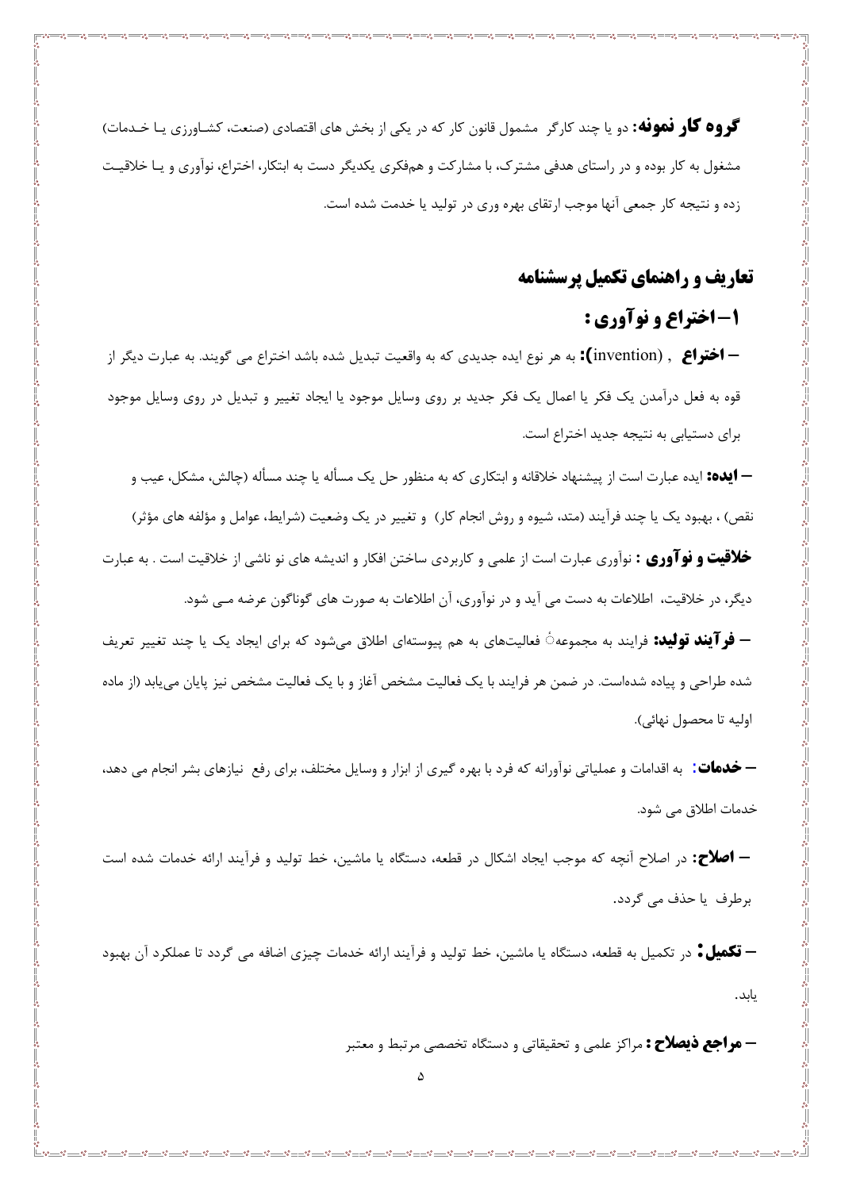**گروه کار نمونه:** دو یا چند کارگر مشمول قانون کار که در یکی از بخش های اقتصادی (صنعت، کشاورزی یا خدمات) مشغول به کار بوده و در راستای هدفی مشترک، با مشارکت و هم‌فکری یکدیگر دست به ابتکار، اختراع، نوآوری و یا خلاقیت زده و نتیجه کار جمعی آنها موجب ارتقای بهره وری در تولید یا خدمت شده است.

## تعاریف و راهنمای تکمیل پرسشنامه

### ۱- اختراع و نوآوری :

**– اختراع , (invention):** به هر نوع ایده جدیدی که به واقعیت تبدیل شده باشد اختراع می گویند. به عبارت دیگر از قوه به فعل درآمدن یک فکر یا اعمال یک فکر جدید بر روی وسایل موجود یا ایجاد تغییر و تبدیل در روی وسایل موجود برای دستیابی به نتیجه جدید اختراع است.

**– ایده:** ایده عبارت است از پیشنهاد خلاقانه و ابتکاری که به منظور حل یک مسأله یا چند مسأله (چالش، مشکل، عیب و نقص) ، بهبود یک یا چند فرآیند (متد، شیوه و روش انجام کار) و تغییر در یک وضعیت (شرایط، عوامل و مؤلفه های مؤثر)

**خلاقیت و نوآوری :** نوآوری عبارت است از علمی و کاربردی ساختن افکار و اندیشه های نو ناشی از خلاقیت است . به عبارت دیگر، در خلاقیت، اطلاعات به دست می آید و در نوآوری، آن اطلاعات به صورت های گوناگون عرضه مـی شود.

**– فرآیند تولید:** فرایند به مجموعهٔ فعالیت‌های به هم پیوسته‌ای اطلاق می‌شود که برای ایجاد یک یا چند تغییر تعریف شده طراحی و پیاده شده‌است. در ضمن هر فرایند با یک فعالیت مشخص آغاز و با یک فعالیت مشخص نیز پایان می‌یابد (از ماده اولیه تا محصول نهائی).

**– خدمات:** به اقدامات و عملیاتی نوآورانه که فرد با بهره گیری از ابزار و وسایل مختلف، برای رفع نیازهای بشر انجام می دهد، خدمات اطلاق می شود.

**– اصلاح:** در اصلاح آنچه که موجب ایجاد اشکال در قطعه، دستگاه یا ماشین، خط تولید و فرآیند ارائه خدمات شده است برطرف یا حذف می گردد.

**– تکمیل:** در تکمیل به قطعه، دستگاه یا ماشین، خط تولید و فرآیند ارائه خدمات چیزی اضافه می گردد تا عملکرد آن بهبود یابد.

**– مراجع ذیصلاح :** مراکز علمی و تحقیقاتی و دستگاه تخصصی مرتبط و معتبر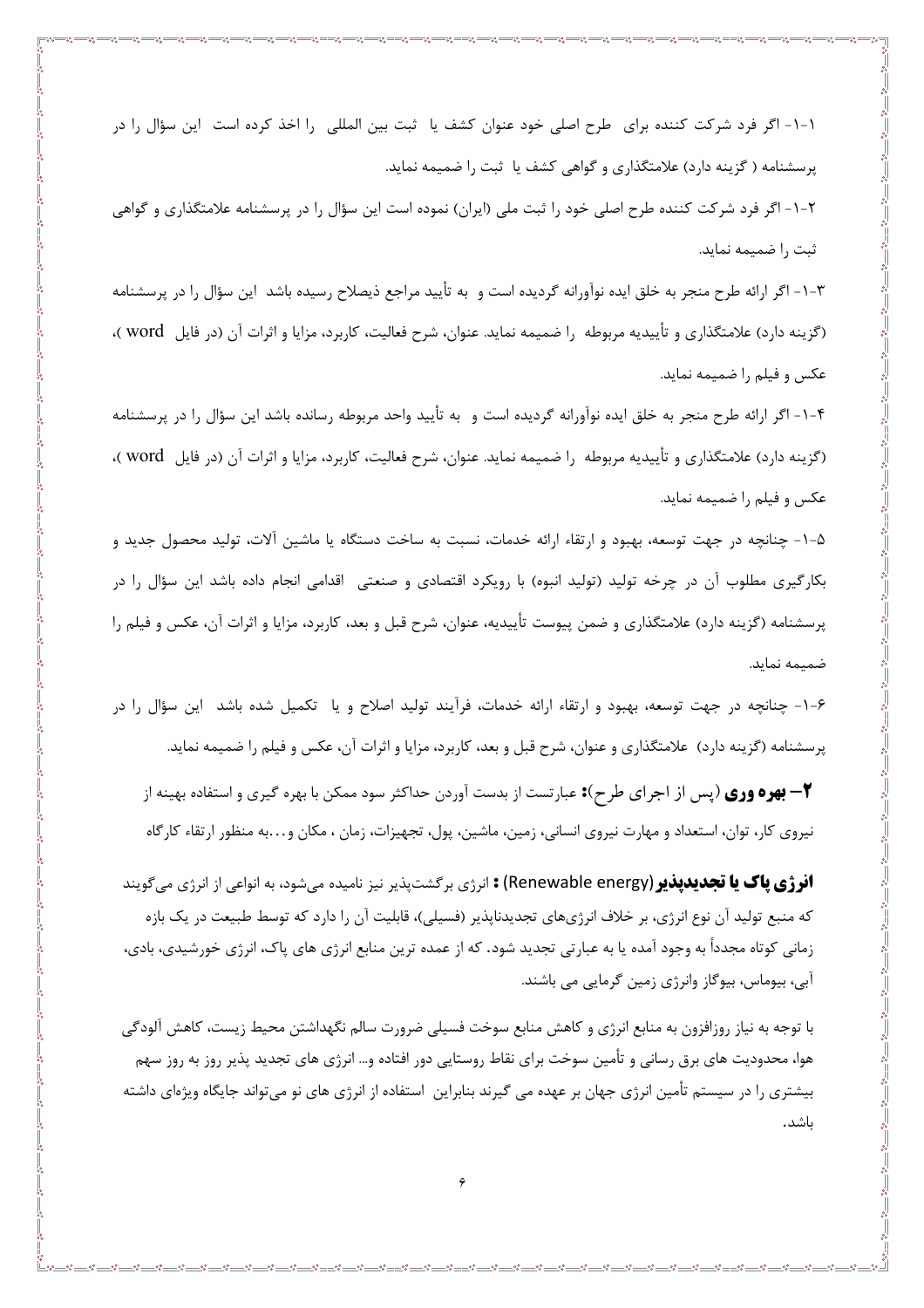۱-۱- اگر فرد شرکت کننده برای طرح اصلی خود عنوان کشف یا ثبت بین المللی را اخذ کرده است این سؤال را در پرسشنامه ( گزینه دارد) علامتگذاری و گواهی کشف یا ثبت را ضمیمه نماید.

۲-۱- اگر فرد شرکت کننده طرح اصلی خود را ثبت ملی (ایران) نموده است این سؤال را در پرسشنامه علامتگذاری و گواهی ثبت را ضمیمه نماید.

۳-۱- اگر ارائه طرح منجر به خلق ایده نوآورانه گردیده است و به تأیید مراجع ذیصلاح رسیده باشد این سؤال را در پرسشنامه (گزینه دارد) علامتگذاری و تأییدیه مربوطه را ضمیمه نماید. عنوان، شرح فعالیت، کاربرد، مزایا و اثرات آن (در فایل word )، عکس و فیلم را ضمیمه نماید.

۴-۱- اگر ارائه طرح منجر به خلق ایده نوآورانه گردیده است و به تأیید واحد مربوطه رسانده باشد این سؤال را در پرسشنامه (گزینه دارد) علامتگذاری و تأییدیه مربوطه را ضمیمه نماید. عنوان، شرح فعالیت، کاربرد، مزایا و اثرات آن (در فایل word )، عکس و فیلم را ضمیمه نماید.

۵-۱- چنانچه در جهت توسعه، بهبود و ارتقاء ارائه خدمات، نسبت به ساخت دستگاه یا ماشین آلات، تولید محصول جدید و بکارگیری مطلوب آن در چرخه تولید (تولید انبوه) با رویکرد اقتصادی و صنعتی اقدامی انجام داده باشد این سؤال را در پرسشنامه (گزینه دارد) علامتگذاری و ضمن پیوست تأییدیه، عنوان، شرح قبل و بعد، کاربرد، مزایا و اثرات آن، عکس و فیلم را ضمیمه نماید.

۶-۱- چنانچه در جهت توسعه، بهبود و ارتقاء ارائه خدمات، فرآیند تولید اصلاح و یا تکمیل شده باشد این سؤال را در پرسشنامه (گزینه دارد) علامتگذاری و عنوان، شرح قبل و بعد، کاربرد، مزایا و اثرات آن، عکس و فیلم را ضمیمه نماید.

**۲– بهره وری** (پس از اجرای طرح)**:** عبارتست از بدست آوردن حداکثر سود ممکن با بهره گیری و استفاده بهینه از نیروی کار، توان، استعداد و مهارت نیروی انسانی، زمین، ماشین، پول، تجهیزات، زمان ، مکان و...به منظور ارتقاء کارگاه

**انرژی پاک یا تجدیدپذیر** (Renewable energy) **:** انرژی برگشت‌پذیر نیز نامیده می‌شود، به انواعی از انرژی می‌گویند که منبع تولید آن نوع انرژی، بر خلاف انرژی‌های تجدیدناپذیر (فسیلی)، قابلیت آن را دارد که توسط طبیعت در یک بازه زمانی کوتاه مجدداً به وجود آمده یا به عبارتی تجدید شود. که از عمده ترین منابع انرژی های پاک، انرژی خورشیدی، بادی، آبی، بیوماس، بیوگاز وانرژی زمین گرمایی می باشند.

با توجه به نیاز روزافزون به منابع انرژی و کاهش منابع سوخت فسیلی ضرورت سالم نگهداشتن محیط زیست، کاهش آلودگی هوا، محدودیت های برق رسانی و تأمین سوخت برای نقاط روستایی دور افتاده و... انرژی های تجدید پذیر روز به روز سهم بیشتری را در سیستم تأمین انرژی جهان بر عهده می گیرند بنابراین استفاده از انرژی های نو می‌تواند جایگاه ویژه‌ای داشته باشد.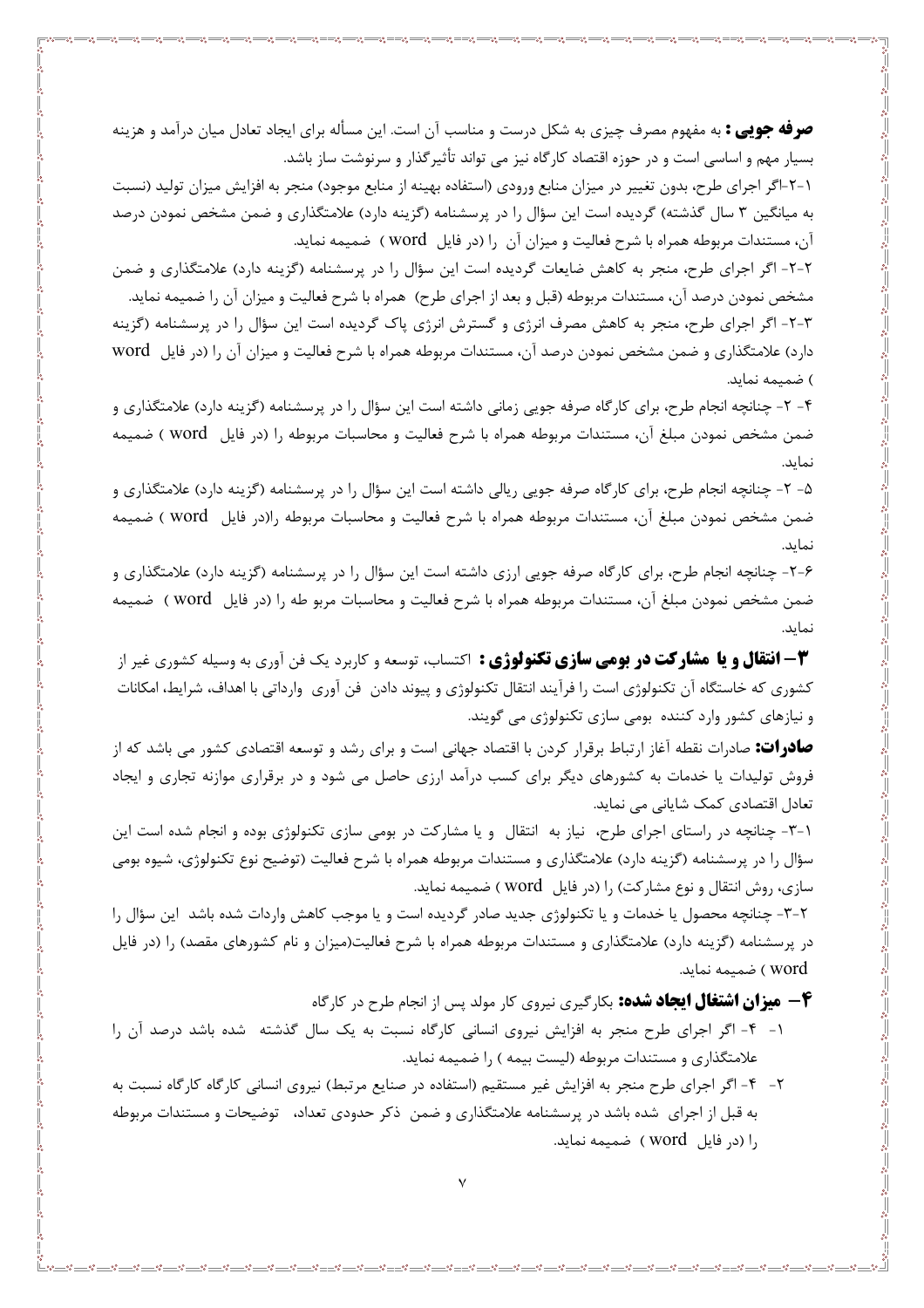**صرفه جویی :** به مفهوم مصرف چیزی به شکل درست و مناسب آن است. این مسأله برای ایجاد تعادل میان درآمد و هزینه بسیار مهم و اساسی است و در حوزه اقتصاد کارگاه نیز می تواند تأثیرگذار و سرنوشت ساز باشد.

۱-۲-اگر اجرای طرح، بدون تغییر در میزان منابع ورودی (استفاده بهینه از منابع موجود) منجر به افزایش میزان تولید (نسبت به میانگین ۳ سال گذشته) گردیده است این سؤال را در پرسشنامه (گزینه دارد) علامتگذاری و ضمن مشخص نمودن درصد آن، مستندات مربوطه همراه با شرح فعالیت و میزان آن را (در فایل word ) ضمیمه نماید.

۲-۲- اگر اجرای طرح، منجر به کاهش ضایعات گردیده است این سؤال را در پرسشنامه (گزینه دارد) علامتگذاری و ضمن مشخص نمودن درصد آن، مستندات مربوطه (قبل و بعد از اجرای طرح) همراه با شرح فعالیت و میزان آن را ضمیمه نماید.

۳-۲- اگر اجرای طرح، منجر به کاهش مصرف انرژی و گسترش انرژی پاک گردیده است این سؤال را در پرسشنامه (گزینه دارد) علامتگذاری و ضمن مشخص نمودن درصد آن، مستندات مربوطه همراه با شرح فعالیت و میزان آن را (در فایل word ) ضمیمه نماید.

۴- ۲- چنانچه انجام طرح، برای کارگاه صرفه جویی زمانی داشته است این سؤال را در پرسشنامه (گزینه دارد) علامتگذاری و ضمن مشخص نمودن مبلغ آن، مستندات مربوطه همراه با شرح فعالیت و محاسبات مربوطه را (در فایل word ) ضمیمه نماید.

۵- ۲- چنانچه انجام طرح، برای کارگاه صرفه جویی ریالی داشته است این سؤال را در پرسشنامه (گزینه دارد) علامتگذاری و ضمن مشخص نمودن مبلغ آن، مستندات مربوطه همراه با شرح فعالیت و محاسبات مربوطه را(در فایل word ) ضمیمه نماید.

۶-۲- چنانچه انجام طرح، برای کارگاه صرفه جویی ارزی داشته است این سؤال را در پرسشنامه (گزینه دارد) علامتگذاری و ضمن مشخص نمودن مبلغ آن، مستندات مربوطه همراه با شرح فعالیت و محاسبات مربو طه را (در فایل word ) ضمیمه نماید.

**۳– انتقال و یا مشارکت در بومی سازی تکنولوژی :** اکتساب، توسعه و کاربرد یک فن آوری به وسیله کشوری غیر از کشوری که خاستگاه آن تکنولوژی است را فرآیند انتقال تکنولوژی و پیوند دادن فن آوری وارداتی با اهداف، شرایط، امکانات و نیازهای کشور وارد کننده بومی سازی تکنولوژی می گویند.

**صادرات:** صادرات نقطه آغاز ارتباط برقرار کردن با اقتصاد جهانی است و برای رشد و توسعه اقتصادی کشور می باشد که از فروش تولیدات یا خدمات به کشورهای دیگر برای کسب درآمد ارزی حاصل می شود و در برقراری موازنه تجاری و ایجاد تعادل اقتصادی کمک شایانی می نماید.

۱-۳- چنانچه در راستای اجرای طرح، نیاز به انتقال و یا مشارکت در بومی سازی تکنولوژی بوده و انجام شده است این سؤال را در پرسشنامه (گزینه دارد) علامتگذاری و مستندات مربوطه همراه با شرح فعالیت (توضیح نوع تکنولوژی، شیوه بومی سازی، روش انتقال و نوع مشارکت) را (در فایل word ) ضمیمه نماید.

۲-۳- چنانچه محصول یا خدمات و یا تکنولوژی جدید صادر گردیده است و یا موجب کاهش واردات شده باشد این سؤال را در پرسشنامه (گزینه دارد) علامتگذاری و مستندات مربوطه همراه با شرح فعالیت(میزان و نام کشورهای مقصد) را (در فایل word ) ضمیمه نماید.

**۴– میزان اشتغال ایجاد شده:** بکارگیری نیروی کار مولد پس از انجام طرح در کارگاه

۱- ۴- اگر اجرای طرح منجر به افزایش نیروی انسانی کارگاه نسبت به یک سال گذشته شده باشد درصد آن را علامتگذاری و مستندات مربوطه (لیست بیمه ) را ضمیمه نماید.

۲- ۴- اگر اجرای طرح منجر به افزایش غیر مستقیم (استفاده در صنایع مرتبط) نیروی انسانی کارگاه کارگاه نسبت به قبل از اجرای شده باشد در پرسشنامه علامتگذاری و ضمن ذکر حدودی تعداد، توضیحات و مستندات مربوطه را (در فایل word ) ضمیمه نماید.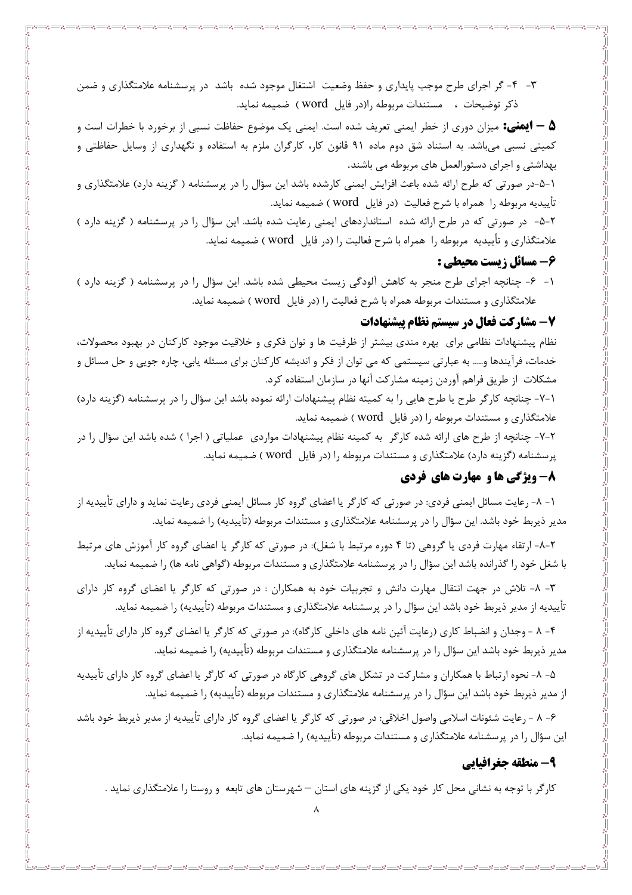۳- ۴- گر اجرای طرح موجب پایداری و حفظ وضعیت اشتغال موجود شده باشد در پرسشنامه علامتگذاری و ضمن ذکر توضیحات ، مستندات مربوطه را(در فایل word ) ضمیمه نماید.

**۵ – ایمنی:** میزان دوری از خطر ایمنی تعریف شده است. ایمنی یک موضوع حفاظت نسبی از برخورد با خطرات است و کمیتی نسبی می‌باشد. به استناد شق دوم ماده ۹۱ قانون کار، کارگران ملزم به استفاده و نگهداری از وسایل حفاظتی و بهداشتی و اجرای دستورالعمل های مربوطه می باشند.

۱-۵-در صورتی که طرح ارائه شده باعث افزایش ایمنی کارشده باشد این سؤال را در پرسشنامه ( گزینه دارد) علامتگذاری و تأییدیه مربوطه را همراه با شرح فعالیت (در فایل word ) ضمیمه نماید.

۲-۵- در صورتی که در طرح ارائه شده استانداردهای ایمنی رعایت شده باشد. این سؤال را در پرسشنامه ( گزینه دارد ) علامتگذاری و تأییدیه مربوطه را همراه با شرح فعالیت را (در فایل word ) ضمیمه نماید.

## ۶– مسائل زیست محیطی :

۱- ۶- چنانچه اجرای طرح منجر به کاهش آلودگی زیست محیطی شده باشد. این سؤال را در پرسشنامه ( گزینه دارد ) علامتگذاری و مستندات مربوطه همراه با شرح فعالیت را (در فایل word ) ضمیمه نماید.

## ۷– مشارکت فعال در سیستم نظام پیشنهادات

نظام پیشنهادات نظامی برای بهره مندی بیشتر از ظرفیت ها و توان فکری و خلاقیت موجود کارکنان در بهبود محصولات، خدمات، فرآیندها و..... به عبارتی سیستمی که می توان از فکر و اندیشه کارکنان برای مسئله یابی، چاره جویی و حل مسائل و مشکلات از طریق فراهم آوردن زمینه مشارکت آنها در سازمان استفاده کرد.

۱-۷- چنانچه کارگر طرح یا طرح هایی را به کمیته نظام پیشنهادات ارائه نموده باشد این سؤال را در پرسشنامه (گزینه دارد) علامتگذاری و مستندات مربوطه را (در فایل word ) ضمیمه نماید.

۲-۷- چنانچه از طرح های ارائه شده کارگر به کمینه نظام پیشنهادات مواردی عملیاتی ( اجرا ) شده باشد این سؤال را در پرسشنامه (گزینه دارد) علامتگذاری و مستندات مربوطه را (در فایل word ) ضمیمه نماید.

## ۸– ویژگی ها و مهارت های فردی

۱ - ۸- رعایت مسائل ایمنی فردی: در صورتی که کارگر یا اعضای گروه کار مسائل ایمنی فردی رعایت نماید و دارای تأییدیه از مدیر ذیربط خود باشد. این سؤال را در پرسشنامه علامتگذاری و مستندات مربوطه (تأییدیه) را ضمیمه نماید.

۲-۸- ارتقاء مهارت فردی یا گروهی (تا ۴ دوره مرتبط با شغل): در صورتی که کارگر یا اعضای گروه کار آموزش های مرتبط با شغل خود را گذرانده باشد این سؤال را در پرسشنامه علامتگذاری و مستندات مربوطه (گواهی نامه ها) را ضمیمه نماید.

۳- ۸- تلاش در جهت انتقال مهارت دانش و تجربیات خود به همکاران : در صورتی که کارگر یا اعضای گروه کار دارای تأییدیه از مدیر ذیربط خود باشد این سؤال را در پرسشنامه علامتگذاری و مستندات مربوطه (تأییدیه) را ضمیمه نماید.

۴- ۸ - وجدان و انضباط کاری (رعایت آئین نامه های داخلی کارگاه): در صورتی که کارگر یا اعضای گروه کار دارای تأییدیه از مدیر ذیربط خود باشد این سؤال را در پرسشنامه علامتگذاری و مستندات مربوطه (تأییدیه) را ضمیمه نماید.

۵- ۸- نحوه ارتباط با همکاران و مشارکت در تشکل های گروهی کارگاه در صورتی که کارگر یا اعضای گروه کار دارای تأییدیه از مدیر ذیربط خود باشد این سؤال را در پرسشنامه علامتگذاری و مستندات مربوطه (تأییدیه) را ضمیمه نماید.

۶- ۸ - رعایت شئونات اسلامی واصول اخلاقی: در صورتی که کارگر یا اعضای گروه کار دارای تأییدیه از مدیر ذیربط خود باشد این سؤال را در پرسشنامه علامتگذاری و مستندات مربوطه (تأییدیه) را ضمیمه نماید.

## ۹– منطقه جغرافیایی

کارگر با توجه به نشانی محل کار خود یکی از گزینه های استان – شهرستان های تابعه و روستا را علامتگذاری نماید .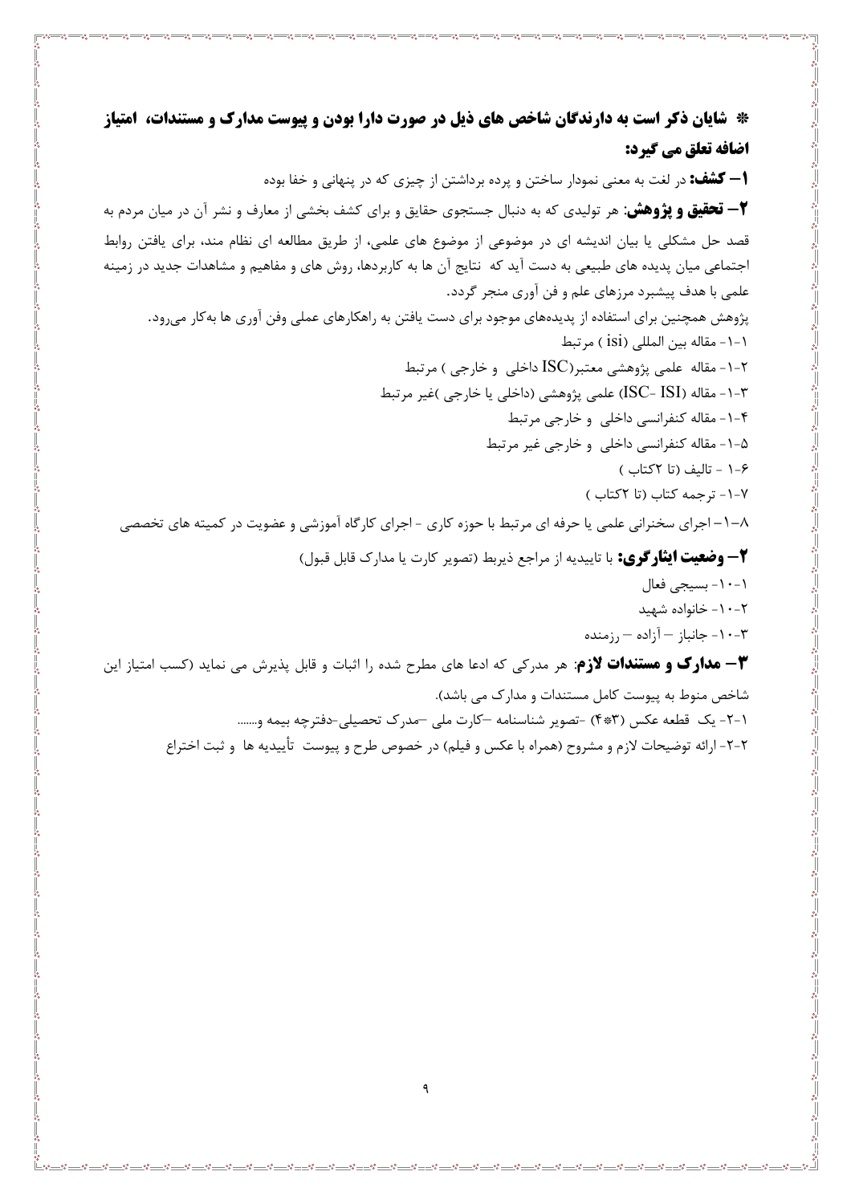**\* شایان ذکر است به دارندگان شاخص های ذیل در صورت دارا بودن و پیوست مدارک و مستندات، امتیاز اضافه تعلق می گیرد:**

**۱– کشف:** در لغت به معنی نمودار ساختن و پرده برداشتن از چیزی که در پنهانی و خفا بوده

**۲– تحقیق و پژوهش**: هر تولیدی که به دنبال جستجوی حقایق و برای کشف بخشی از معارف و نشر آن در میان مردم به قصد حل مشکلی یا بیان اندیشه ای در موضوعی از موضوع های علمی، از طریق مطالعه ای نظام مند، برای یافتن روابط اجتماعی میان پدیده های طبیعی به دست آید که نتایج آن ها به کاربردها، روش های و مفاهیم و مشاهدات جدید در زمینه علمی با هدف پیشبرد مرزهای علم و فن آوری منجر گردد.

پژوهش همچنین برای استفاده از پدیده‌های موجود برای دست یافتن به راهکارهای عملی وفن آوری ها به‌کار می‌رود.

۱-۱- مقاله بین المللی (isi ) مرتبط

۱-۲- مقاله علمی پژوهشی معتبر(ISC داخلی و خارجی ) مرتبط

۱-۳- مقاله (ISC- ISI) علمی پژوهشی (داخلی یا خارجی )غیر مرتبط

۱-۴- مقاله کنفرانسی داخلی و خارجی مرتبط

۱-۵- مقاله کنفرانسی داخلی و خارجی غیر مرتبط

۱-۶ - تالیف (تا ۲کتاب )

۱-۷- ترجمه کتاب (تا ۲کتاب )

۱-۸– اجرای سخنرانی علمی یا حرفه ای مرتبط با حوزه کاری - اجرای کارگاه آموزشی و عضویت در کمیته های تخصصی

**۲– وضعیت ایثارگری:** با تاییدیه از مراجع ذیربط (تصویر کارت یا مدارک قابل قبول)

۱۰-۱- بسیجی فعال

۱۰-۲- خانواده شهید

۱۰-۳- جانباز – آزاده – رزمنده

**۳– مدارک و مستندات لازم**: هر مدرکی که ادعا های مطرح شده را اثبات و قابل پذیرش می نماید (کسب امتیاز این شاخص منوط به پیوست کامل مستندات و مدارک می باشد).

۲-۱- یک قطعه عکس (۳*۴) -تصویر شناسنامه –کارت ملی –مدرک تحصیلی-دفترچه بیمه و.......

۲-۲- ارائه توضیحات لازم و مشروح (همراه با عکس و فیلم) در خصوص طرح و پیوست تأییدیه ها و ثبت اختراع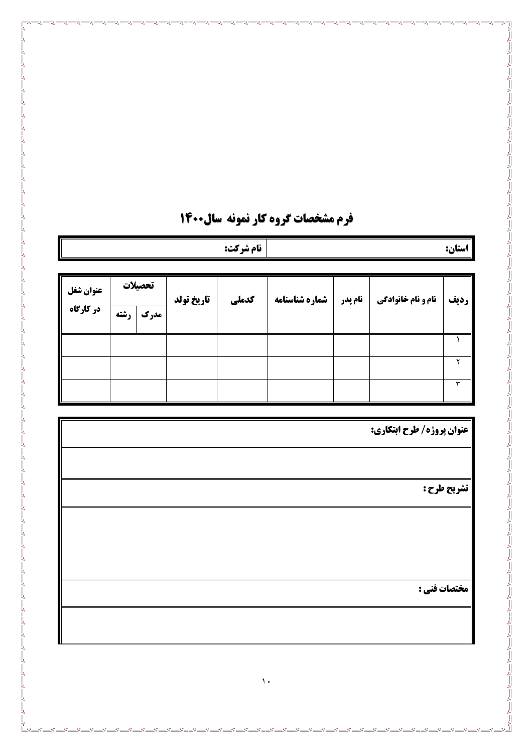# فرم مشخصات گروه کار نمونه سال۱۴۰۰

| استان: | نام شرکت: |
|---|---|

| ردیف | نام و نام خانوادگی | نام پدر | شماره شناسنامه | کدملی | تاریخ تولد | تحصیلات | | عنوان شغل در کارگاه |
|---|---|---|---|---|---|---|---|---|
| | | | | | | مدرک | رشته | |
| ۱ | | | | | | | | |
| ۲ | | | | | | | | |
| ۳ | | | | | | | | |

| عنوان پروژه/ طرح ابتکاری: |
|---|
| |
| **تشریح طرح :** |
| |
| **مختصات فنی :** |
| |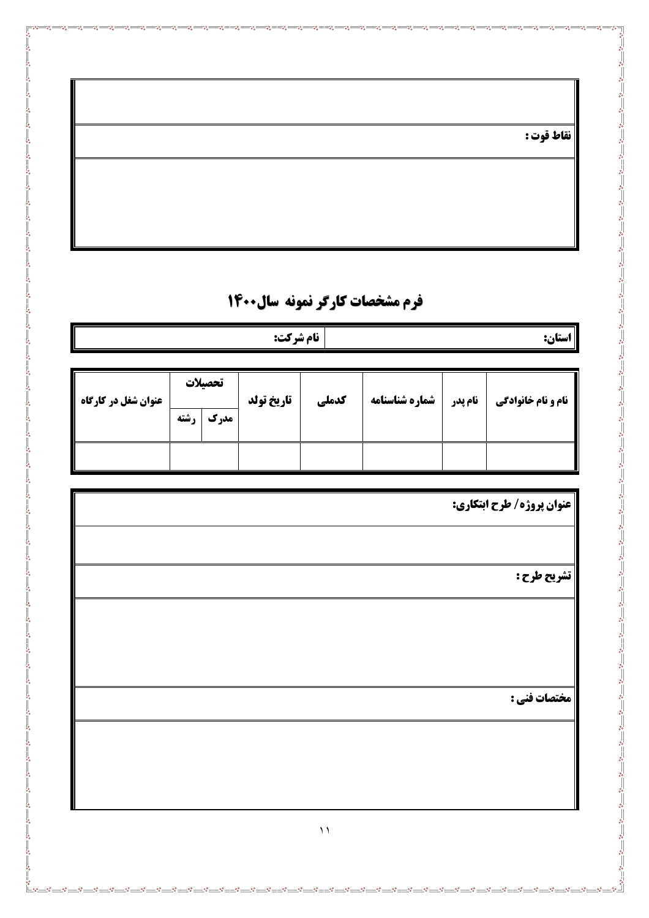| |
|---|
| |
| **نقاط قوت :** |
| |

# فرم مشخصات کارگر نمونه سال۱۴۰۰

| **استان:** | **نام شرکت:** |
|---|---|

| **نام و نام خانوادگی** | **نام پدر** | **شماره شناسنامه** | **کدملی** | **تاریخ تولد** | **تحصیلات** | | **عنوان شغل در کارگاه** |
|---|---|---|---|---|---|---|---|
| | | | | | **مدرک** | **رشته** | |
| | | | | | | | |

| **عنوان پروژه/ طرح ابتکاری:** |
|---|
| |
| **تشریح طرح :** |
| |
| **مختصات فنی :** |
| |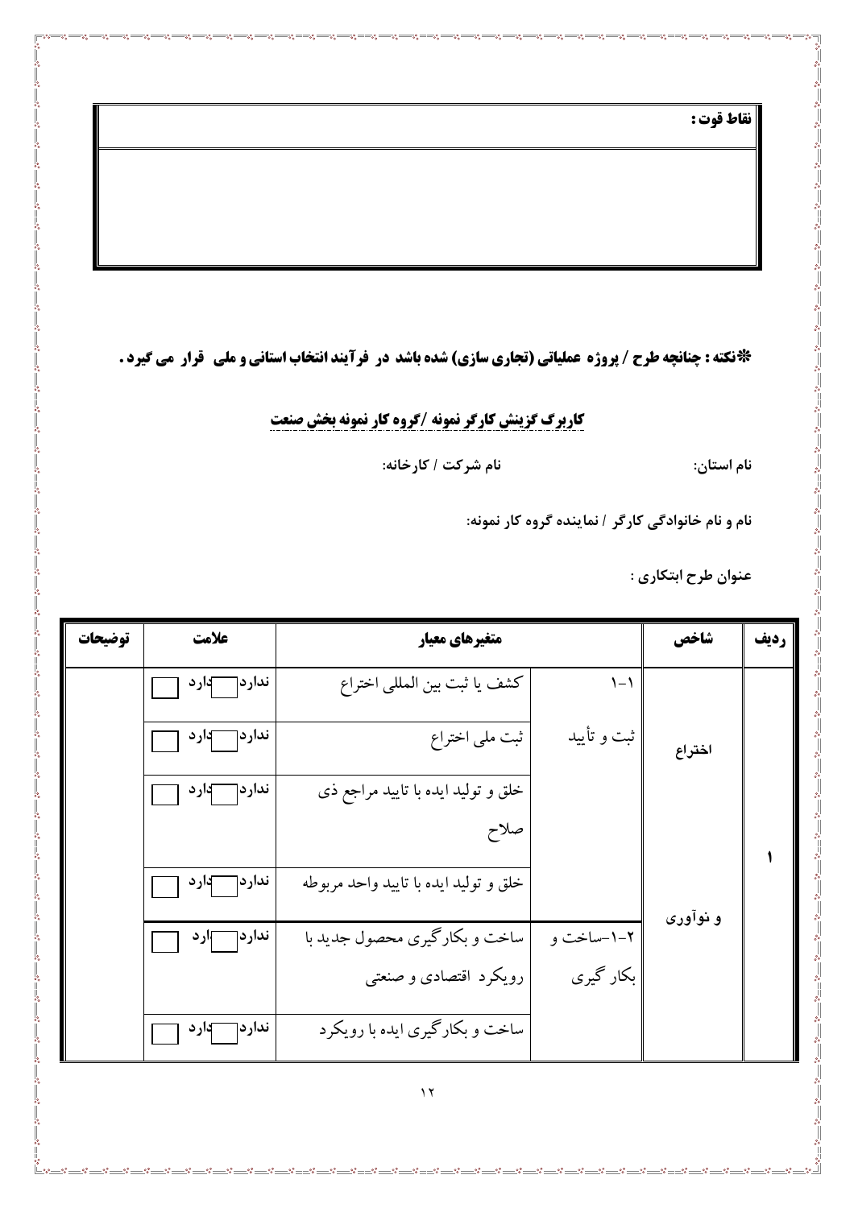| نقاط قوت : |
| --- |
| |

**\*نکته : چنانچه طرح / پروژه عملیاتی (تجاری سازی) شده باشد در فرآیند انتخاب استانی و ملی قرار می گیرد.**

## کاربرگ گزینش کارگر نمونه /گروه کار نمونه بخش صنعت

**نام استان:** **نام شرکت / کارخانه:**

**نام و نام خانوادگی کارگر / نماینده گروه کار نمونه:**

**عنوان طرح ابتکاری :**

| ردیف | شاخص | | متغیرهای معیار | علامت | توضیحات |
| --- | --- | --- | --- | --- | --- |
| ۱ | اختراع و نوآوری | ۱-۱ ثبت و تأیید | کشف یا ثبت بین المللی اختراع | ندارد ☐ دارد ☐ | |
| | | | ثبت ملی اختراع | ندارد ☐ دارد ☐ | |
| | | | خلق و تولید ایده با تایید مراجع ذی صلاح | ندارد ☐ دارد ☐ | |
| | | | خلق و تولید ایده با تایید واحد مربوطه | ندارد ☐ دارد ☐ | |
| | | ۱-۲-ساخت و بکار گیری | ساخت و بکارگیری محصول جدید با رویکرد اقتصادی و صنعتی | ندارد ☐ دارد ☐ | |
| | | | ساخت و بکارگیری ایده با رویکرد | ندارد ☐ دارد ☐ | |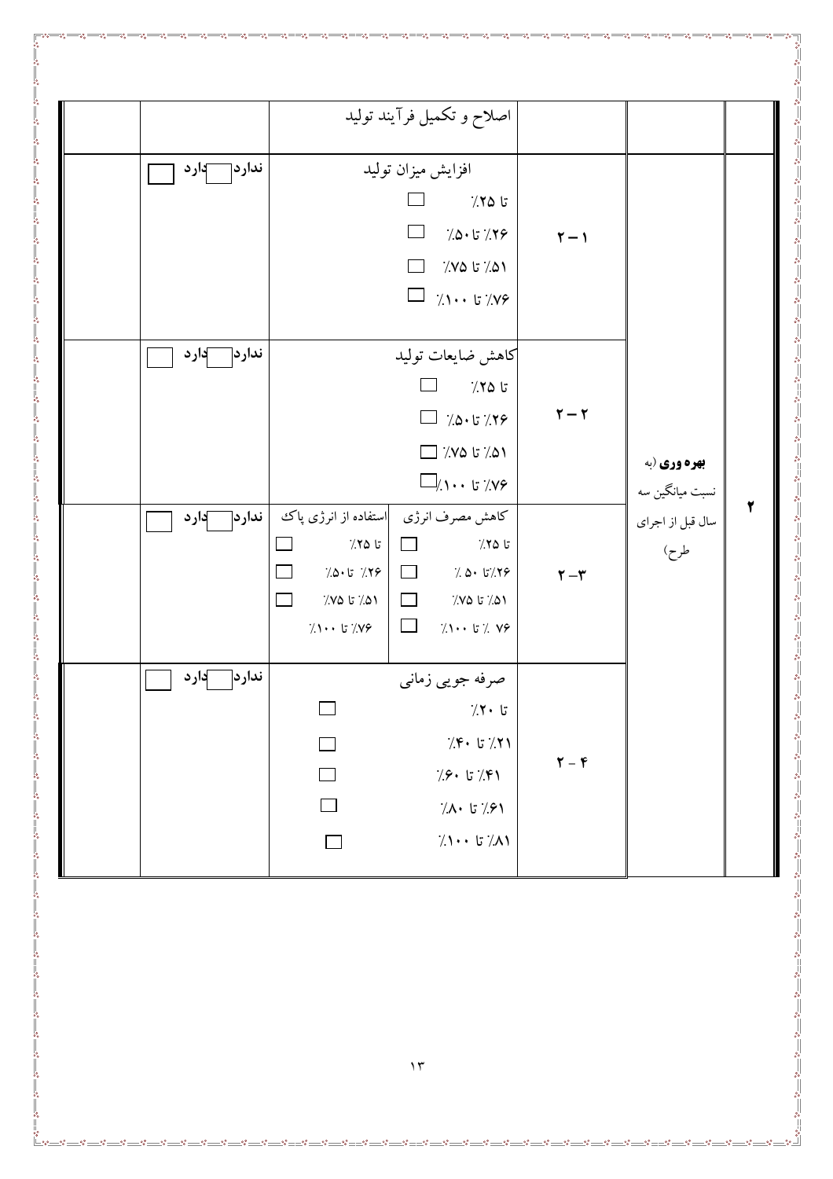| ردیف | شاخص | کد | معیار | وضعیت | امتیاز |
|---|---|---|---|---|---|
| | | | اصلاح و تکمیل فرآیند تولید | | |
| ۲ | **بهره وری** (به نسبت میانگین سه سال قبل از اجرای طرح) | ۲ – ۱ | افزایش میزان تولید<br>تا ۲۵٪ ☐<br>۲۶٪ تا ۵۰٪ ☐<br>۵۱٪ تا ۷۵٪ ☐<br>۷۶٪ تا ۱۰۰٪ ☐ | ندارد ☐ دارد ☐ | |
| | | ۲ – ۲ | کاهش ضایعات تولید<br>تا ۲۵٪ ☐<br>۲۶٪ تا ۵۰٪ ☐<br>۵۱٪ تا ۷۵٪ ☐<br>۷۶٪ تا ۱۰۰٪ ☐ | ندارد ☐ دارد ☐ | |
| | | ۲ –۳ | کاهش مصرف انرژی: تا ۲۵٪ ☐ / ۲۶٪ تا ۵۰ ٪ ☐ / ۵۱٪ تا ۷۵٪ ☐ / ۷۶ ٪ تا ۱۰۰٪ ☐<br>استفاده از انرژی پاک: تا ۲۵٪ ☐ / ۲۶٪ تا ۵۰٪ ☐ / ۵۱٪ تا ۷۵٪ ☐ / ۷۶٪ تا ۱۰۰٪ | ندارد ☐ دارد ☐ | |
| | | ۲ – ۴ | صرفه جویی زمانی<br>تا ۲۰٪ ☐<br>۲۱٪ تا ۴۰٪ ☐<br>۴۱٪ تا ۶۰٪ ☐<br>۶۱٪ تا ۸۰٪ ☐<br>۸۱٪ تا ۱۰۰٪ ☐ | ندارد ☐ دارد ☐ | |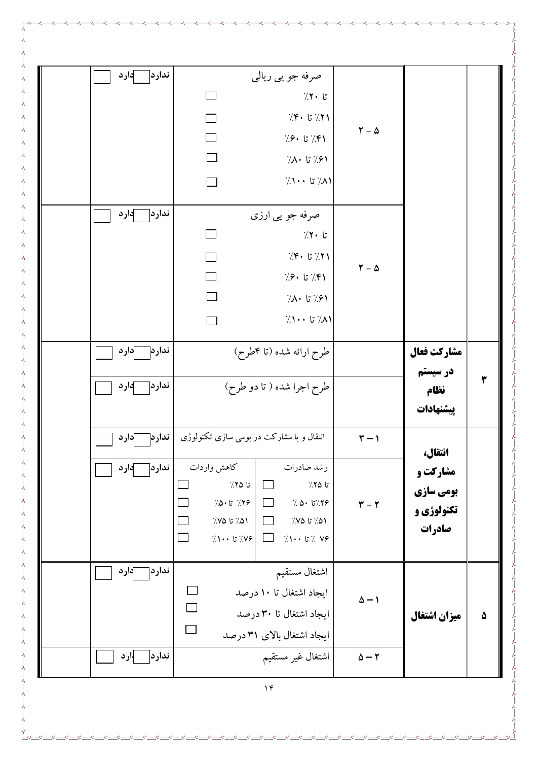| ردیف | عنوان | شماره | شرح | دارد / ندارد | |
|---|---|---|---|---|---|
| | | ۲ - ۵ | صرفه جو یی ریالی<br>تا ۲۰٪ ☐<br>۲۱٪ تا ۴۰٪ ☐<br>۴۱٪ تا ۶۰٪ ☐<br>۶۱٪ تا ۸۰٪ ☐<br>۸۱٪ تا ۱۰۰٪ ☐ | ندارد ☐ دارد ☐ | |
| | | ۲ - ۵ | صرفه جو یی ارزی<br>تا ۲۰٪ ☐<br>۲۱٪ تا ۴۰٪ ☐<br>۴۱٪ تا ۶۰٪ ☐<br>۶۱٪ تا ۸۰٪ ☐<br>۸۱٪ تا ۱۰۰٪ ☐ | ندارد ☐ دارد ☐ | |
| ۳ | **مشارکت فعال در سیستم نظام پیشنهادات** | | طرح ارائه شده (تا ۴طرح) | ندارد ☐ دارد ☐ | |
| | | | طرح اجرا شده ( تا دو طرح) | ندارد ☐ دارد ☐ | |
| | **انتقال، مشارکت و بومی سازی تکنولوژی و صادرات** | ۳ – ۱ | انتقال و یا مشارکت در بومی سازی تکنولوژی | ندارد ☐ دارد ☐ | |
| | | ۳ - ۲ | رشد صادرات: تا ۲۵٪ ☐ / ۲۶٪تا ۵۰ ٪ ☐ / ۵۱٪ تا ۷۵٪ ☐ / ۷۶ ٪ تا ۱۰۰٪ ☐<br>کاهش واردات: تا ۲۵٪ ☐ / ۲۶٪ تا۵۰٪ ☐ / ۵۱٪ تا ۷۵٪ ☐ / ۷۶٪ تا ۱۰۰٪ ☐ | ندارد ☐ دارد ☐ | |
| ۵ | **میزان اشتغال** | ۵ – ۱ | اشتغال مستقیم<br>ایجاد اشتغال تا ۱۰ درصد ☐<br>ایجاد اشتغال تا ۳۰ درصد ☐<br>ایجاد اشتغال بالای ۳۱ درصد ☐ | ندارد ☐ دارد ☐ | |
| | | ۵ – ۲ | اشتغال غیر مستقیم | ندارد ☐ دارد ☐ | |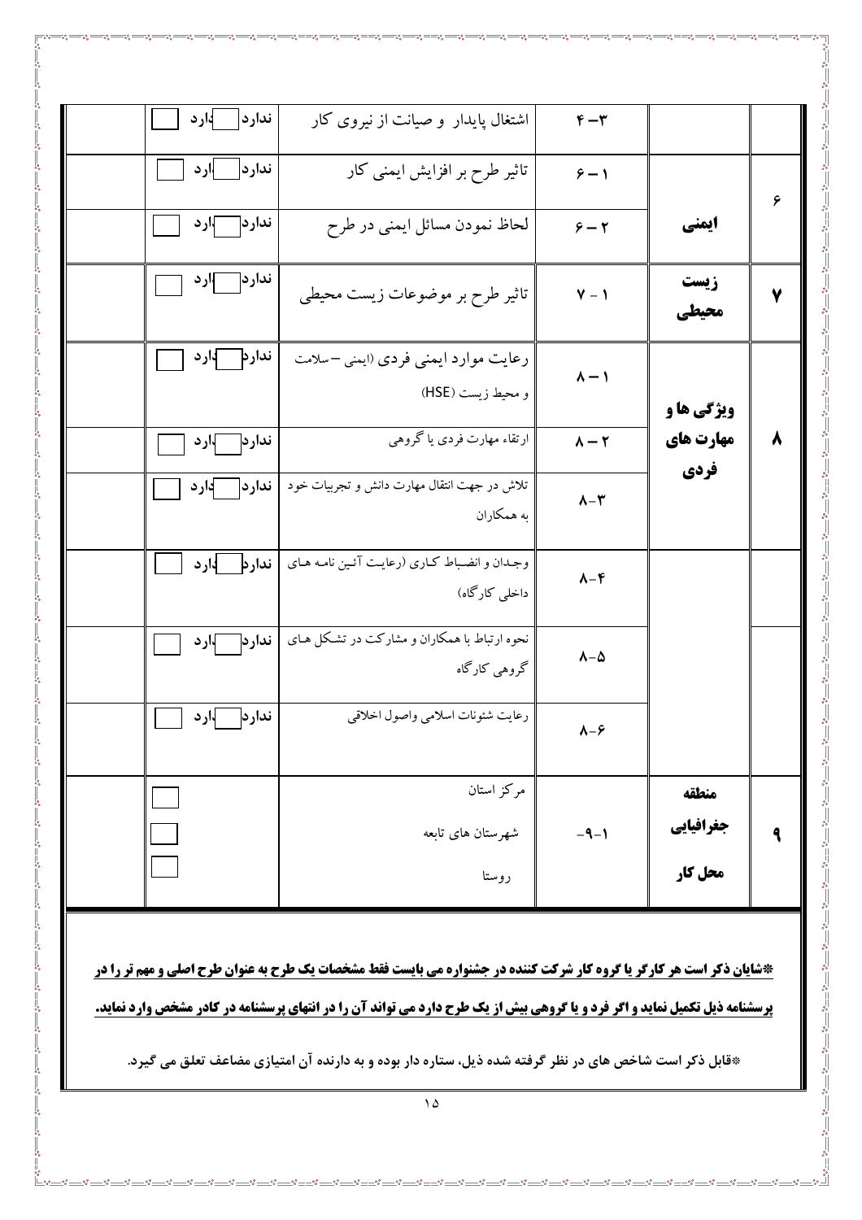| | | | | | |
|---|---|---|---|---|---|
| | | ۴–۳ | اشتغال پایدار و صیانت از نیروی کار | ندارد ☐ دارد ☐ | |
| ۶ | ایمنی | ۶ – ۱ | تاثیر طرح بر افزایش ایمنی کار | ندارد ☐ دارد ☐ | |
| | | ۶ – ۲ | لحاظ نمودن مسائل ایمنی در طرح | ندارد ☐ دارد ☐ | |
| ۷ | زیست محیطی | ۷ - ۱ | تاثیر طرح بر موضوعات زیست محیطی | ندارد ☐ دارد ☐ | |
| ۸ | ویژگی ها و مهارت های فردی | ۸ – ۱ | رعایت موارد ایمنی فردی (ایمنی –سلامت و محیط زیست (HSE) | ندارد ☐ دارد ☐ | |
| | | ۸ – ۲ | ارتقاء مهارت فردی یا گروهی | ندارد ☐ دارد ☐ | |
| | | ۸–۳ | تلاش در جهت انتقال مهارت دانش و تجربیات خود به همکاران | ندارد ☐ دارد ☐ | |
| | | ۸–۴ | وجدان و انضباط کاری (رعایت آئین نامه های داخلی کارگاه) | ندارد ☐ دارد ☐ | |
| | | ۸–۵ | نحوه ارتباط با همکاران و مشارکت در تشکل های گروهی کارگاه | ندارد ☐ دارد ☐ | |
| | | ۸–۶ | رعایت شئونات اسلامی واصول اخلاقی | ندارد ☐ دارد ☐ | |
| ۹ | منطقه جغرافیایی محل کار | ۱–۹– | مرکز استان<br>شهرستان های تابعه<br>روستا | ☐<br>☐<br>☐ | |

**\*شایان ذکر است هر کارگر یا گروه کار شرکت کننده در جشنواره می بایست فقط مشخصات یک طرح به عنوان طرح اصلی و مهم تر را در پرسشنامه ذیل تکمیل نماید و اگر فرد و یا گروهی بیش از یک طرح دارد می تواند آن را در انتهای پرسشنامه در کادر مشخص وارد نماید.**

**\*قابل ذکر است شاخص های در نظر گرفته شده ذیل، ستاره دار بوده و به دارنده آن امتیازی مضاعف تعلق می گیرد.**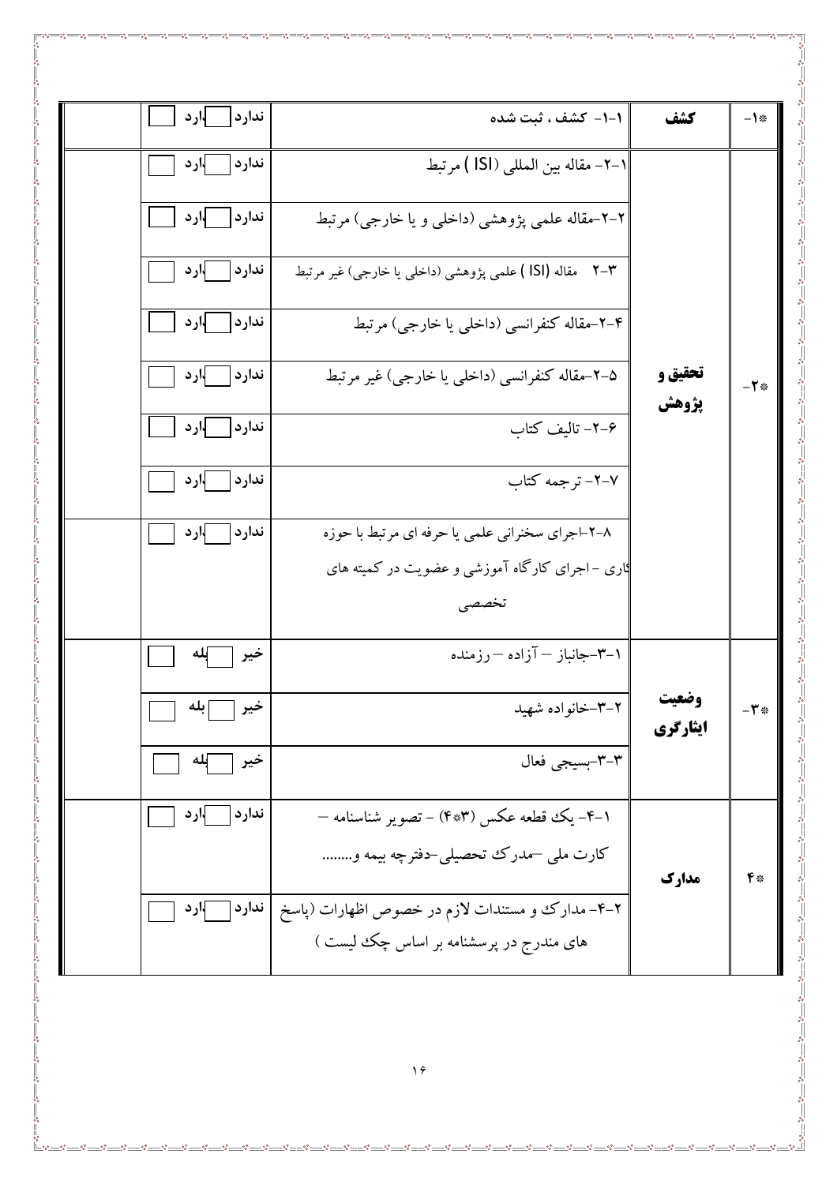| | | | | |
|---|---|---|---|---|
| *۱- | کشف | ۱-۱- کشف ، ثبت شده | ندارد ☐ دارد ☐ | |
| *۲- | تحقیق و پژوهش | ۱-۲- مقاله بین المللی (ISI ) مرتبط | ندارد ☐ دارد ☐ | |
| | | ۲-۲-مقاله علمی پژوهشی (داخلی و یا خارجی) مرتبط | ندارد ☐ دارد ☐ | |
| | | ۳-۲ مقاله (ISI ) علمی پژوهشی (داخلی یا خارجی) غیر مرتبط | ندارد ☐ دارد ☐ | |
| | | ۴-۲-مقاله کنفرانسی (داخلی یا خارجی) مرتبط | ندارد ☐ دارد ☐ | |
| | | ۵-۲-مقاله کنفرانسی (داخلی یا خارجی) غیر مرتبط | ندارد ☐ دارد ☐ | |
| | | ۶-۲- تالیف کتاب | ندارد ☐ دارد ☐ | |
| | | ۷-۲- ترجمه کتاب | ندارد ☐ دارد ☐ | |
| | | ۸-۲-اجرای سخنرانی علمی یا حرفه ای مرتبط با حوزه کاری - اجرای کارگاه آموزشی و عضویت در کمیته های تخصصی | ندارد ☐ دارد ☐ | |
| *۳- | وضعیت ایثارگری | ۱-۳-جانباز – آزاده – رزمنده | خیر ☐ بله ☐ | |
| | | ۲-۳-خانواده شهید | خیر ☐ بله ☐ | |
| | | ۳-۳-بسیجی فعال | خیر ☐ بله ☐ | |
| *۴ | مدارک | ۱-۴- یک قطعه عکس (۳*۴) - تصویر شناسنامه – کارت ملی –مدرک تحصیلی-دفترچه بیمه و........ | ندارد ☐ دارد ☐ | |
| | | ۲-۴- مدارک و مستندات لازم در خصوص اظهارات (پاسخ های مندرج در پرسشنامه بر اساس چک لیست ) | ندارد ☐ دارد ☐ | |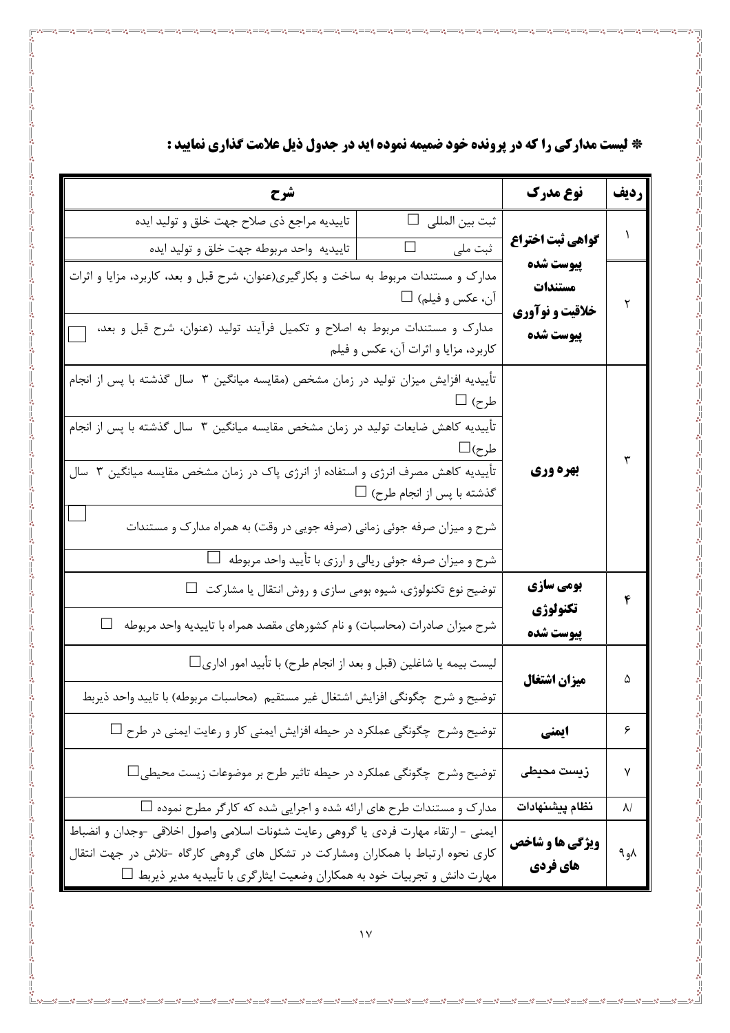**\* لیست مدارکی را که در پرونده خود ضمیمه نموده اید در جدول ذیل علامت گذاری نمایید :**

| ردیف | نوع مدرک | شرح |
|---|---|---|
| ۱ | گواهی ثبت اختراع | ثبت بین المللی ☐ تاییدیه مراجع ذی صلاح جهت خلق و تولید ایده |
| | | ثبت ملی ☐ تاییدیه واحد مربوطه جهت خلق و تولید ایده |
| ۲ | پیوست شده مستندات خلاقیت و نوآوری پیوست شده | مدارک و مستندات مربوط به ساخت و بکارگیری(عنوان، شرح قبل و بعد، کاربرد، مزایا و اثرات آن، عکس و فیلم) ☐ |
| | | مدارک و مستندات مربوط به اصلاح و تکمیل فرآیند تولید (عنوان، شرح قبل و بعد، کاربرد، مزایا و اثرات آن، عکس و فیلم ☐ |
| ۳ | بهره وری | تأییدیه افزایش میزان تولید در زمان مشخص (مقایسه میانگین ۳ سال گذشته با پس از انجام طرح) ☐ |
| | | تأییدیه کاهش ضایعات تولید در زمان مشخص مقایسه میانگین ۳ سال گذشته با پس از انجام طرح)☐ |
| | | تأییدیه کاهش مصرف انرژی و استفاده از انرژی پاک در زمان مشخص مقایسه میانگین ۳ سال گذشته با پس از انجام طرح) ☐ |
| | | ☐ شرح و میزان صرفه جوئی زمانی (صرفه جویی در وقت) به همراه مدارک و مستندات |
| | | شرح و میزان صرفه جوئی ریالی و ارزی با تأیید واحد مربوطه ☐ |
| ۴ | بومی سازی تکنولوژی پیوست شده | توضیح نوع تکنولوژی، شیوه بومی سازی و روش انتقال یا مشارکت ☐ |
| | | شرح میزان صادرات (محاسبات) و نام کشورهای مقصد همراه با تاییدیه واحد مربوطه ☐ |
| ۵ | میزان اشتغال | لیست بیمه یا شاغلین (قبل و بعد از انجام طرح) با تأیید امور اداری☐ |
| | | توضیح و شرح چگونگی افزایش اشتغال غیر مستقیم (محاسبات مربوطه) با تایید واحد ذیربط |
| ۶ | ایمنی | توضیح وشرح چگونگی عملکرد در حیطه افزایش ایمنی کار و رعایت ایمنی در طرح ☐ |
| ۷ | زیست محیطی | توضیح وشرح چگونگی عملکرد در حیطه تاثیر طرح بر موضوعات زیست محیطی☐ |
| ۸/ | نظام پیشنهادات | مدارک و مستندات طرح های ارائه شده و اجرایی شده که کارگر مطرح نموده ☐ |
| ۸و۹ | ویژگی ها و شاخص های فردی | ایمنی - ارتقاء مهارت فردی یا گروهی رعایت شئونات اسلامی واصول اخلاقی -وجدان و انضباط کاری نحوه ارتباط با همکاران ومشارکت در تشکل های گروهی کارگاه -تلاش در جهت انتقال مهارت دانش و تجربیات خود به همکاران وضعیت ایثارگری با تأییدیه مدیر ذیربط ☐ |